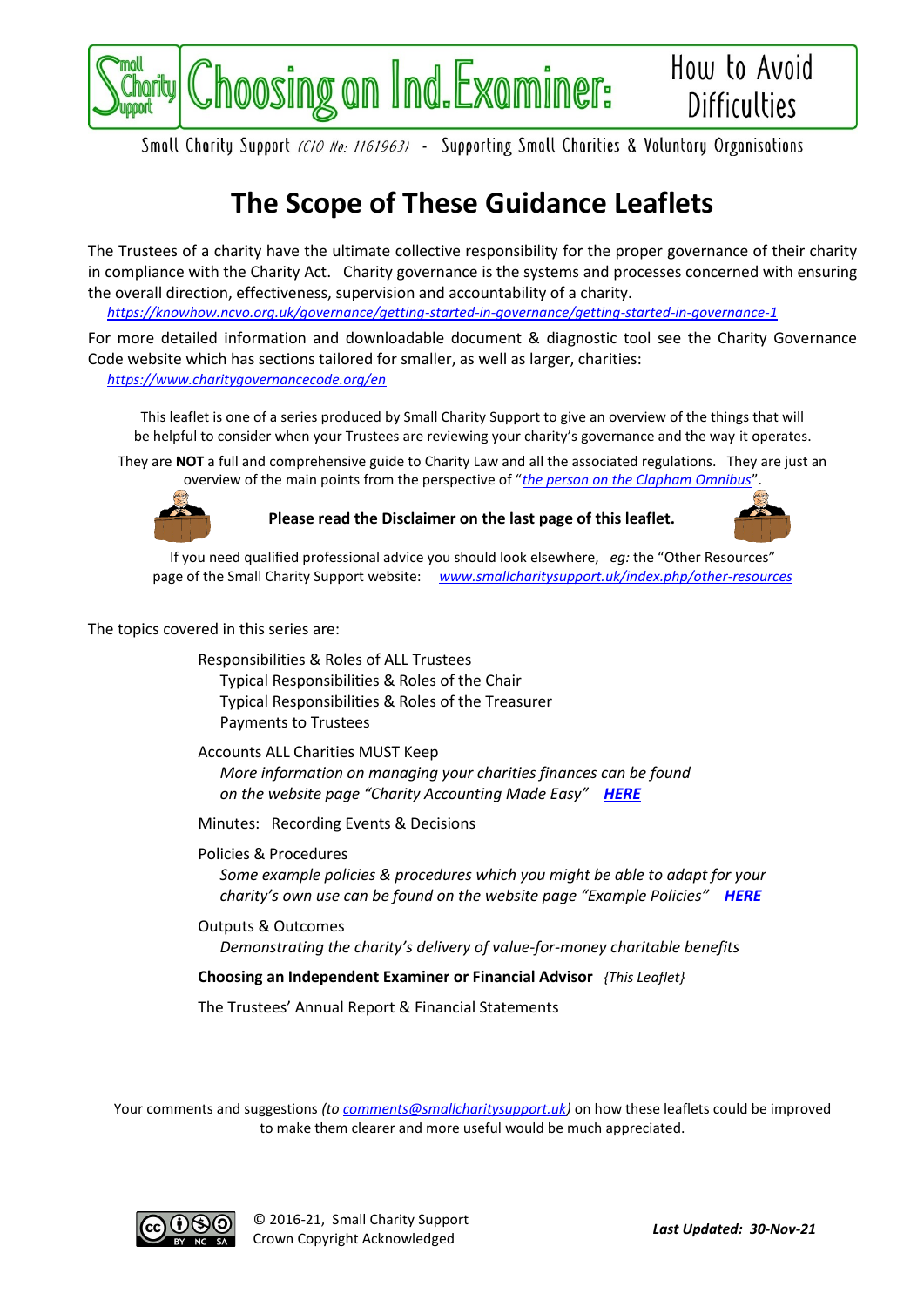# Choosing an Ind.Examiner: How to Avoid Difficulties

Small Charity Support *(CIO No: 1161963)* - Supporting Small Charities & Voluntary Organisations

## The Scope of These Guidance Leaflets

The Trustees of a charity have the ultimate collective responsibility for the proper governance of their charity in compliance with the Charity Act. Charity governance is the systems and processes concerned with ensuring the overall direction, effectiveness, supervision and accountability of a charity.

*https://knowhow.ncvo.org.uk/governance/getting-started-in-governance/getting-started-in-governance-1*

For more detailed information and downloadable document & diagnostic tool see the Charity Governance Code website which has sections tailored for smaller, as well as larger, charities:

*https://www.charitygovernancecode.org/en*

This leaflet is one of a series produced by Small Charity Support to give an overview of the things that will be helpful to consider when your Trustees are reviewing your charity's governance and the way it operates.

They are **NOT** a full and comprehensive guide to Charity Law and all the associated regulations. They are just an overview of the main points from the perspective of "*the person on the Clapham Omnibus*".

**Please read the Disclaimer on the last page of this leaflet.**

If you need qualified professional advice you should look elsewhere, *eg:* the "Other Resources" page of the Small Charity Support website: *www.smallcharitysupport.uk/index.php/other-resources*

The topics covered in this series are:

- Responsibilities & Roles of ALL Trustees
  - Typical Responsibilities & Roles of the Chair
  - Typical Responsibilities & Roles of the Treasurer
  - Payments to Trustees
- Accounts ALL Charities MUST Keep
  - *More information on managing your charities finances can be found on the website page "Charity Accounting Made Easy"* ***HERE***
- Minutes: Recording Events & Decisions
- Policies & Procedures
  - *Some example policies & procedures which you might be able to adapt for your charity's own use can be found on the website page "Example Policies"* ***HERE***
- Outputs & Outcomes
  - *Demonstrating the charity's delivery of value-for-money charitable benefits*
- **Choosing an Independent Examiner or Financial Advisor** *{This Leaflet}*
- The Trustees' Annual Report & Financial Statements

Your comments and suggestions *(to comments@smallcharitysupport.uk)* on how these leaflets could be improved to make them clearer and more useful would be much appreciated.

© 2016-21, Small Charity Support
Crown Copyright Acknowledged

***Last Updated: 30-Nov-21***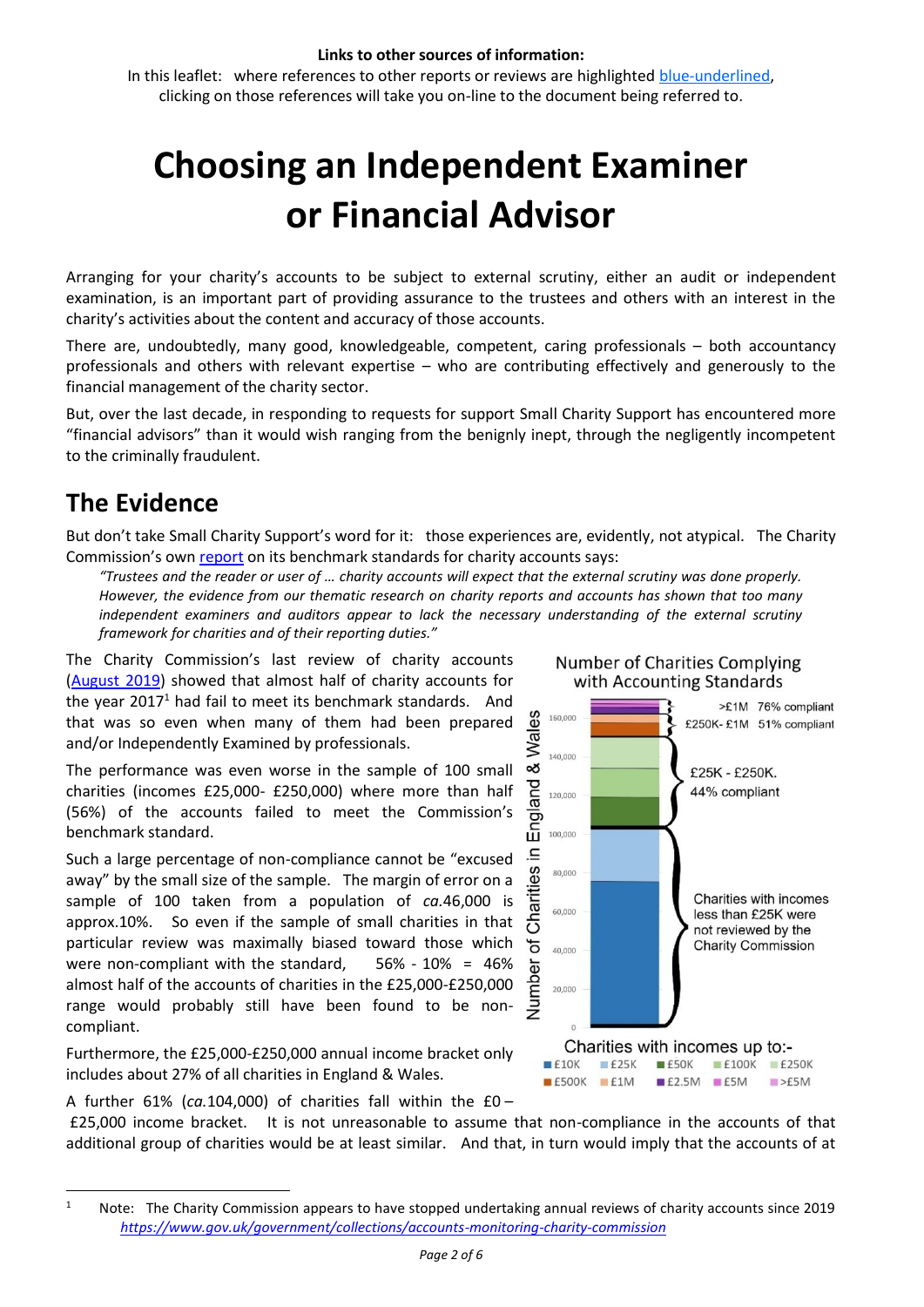**Links to other sources of information:**

In this leaflet: where references to other reports or reviews are highlighted blue-underlined, clicking on those references will take you on-line to the document being referred to.

# Choosing an Independent Examiner or Financial Advisor

Arranging for your charity's accounts to be subject to external scrutiny, either an audit or independent examination, is an important part of providing assurance to the trustees and others with an interest in the charity's activities about the content and accuracy of those accounts.

There are, undoubtedly, many good, knowledgeable, competent, caring professionals – both accountancy professionals and others with relevant expertise – who are contributing effectively and generously to the financial management of the charity sector.

But, over the last decade, in responding to requests for support Small Charity Support has encountered more "financial advisors" than it would wish ranging from the benignly inept, through the negligently incompetent to the criminally fraudulent.

## The Evidence

But don't take Small Charity Support's word for it: those experiences are, evidently, not atypical. The Charity Commission's own report on its benchmark standards for charity accounts says:

> *"Trustees and the reader or user of … charity accounts will expect that the external scrutiny was done properly. However, the evidence from our thematic research on charity reports and accounts has shown that too many independent examiners and auditors appear to lack the necessary understanding of the external scrutiny framework for charities and of their reporting duties."*

The Charity Commission's last review of charity accounts (August 2019) showed that almost half of charity accounts for the year 2017[1] had fail to meet its benchmark standards. And that was so even when many of them had been prepared and/or Independently Examined by professionals.

The performance was even worse in the sample of 100 small charities (incomes £25,000- £250,000) where more than half (56%) of the accounts failed to meet the Commission's benchmark standard.

Such a large percentage of non-compliance cannot be "excused away" by the small size of the sample. The margin of error on a sample of 100 taken from a population of *ca.*46,000 is approx.10%. So even if the sample of small charities in that particular review was maximally biased toward those which were non-compliant with the standard, 56% - 10% = 46% almost half of the accounts of charities in the £25,000-£250,000 range would probably still have been found to be non-compliant.

Number of Charities Complying with Accounting Standards

- \>£1M 76% compliant
- £250K- £1M 51% compliant
- £25K - £250K. 44% compliant
- Charities with incomes less than £25K were not reviewed by the Charity Commission

Number of Charities in England & Wales (0 – 160,000)

Charities with incomes up to:- £10K, £25K, £50K, £100K, £250K, £500K, £1M, £2.5M, £5M, >£5M

Furthermore, the £25,000-£250,000 annual income bracket only includes about 27% of all charities in England & Wales.

A further 61% (*ca.*104,000) of charities fall within the £0 – £25,000 income bracket. It is not unreasonable to assume that non-compliance in the accounts of that additional group of charities would be at least similar. And that, in turn would imply that the accounts of at

---

[1] Note: The Charity Commission appears to have stopped undertaking annual reviews of charity accounts since 2019 *https://www.gov.uk/government/collections/accounts-monitoring-charity-commission*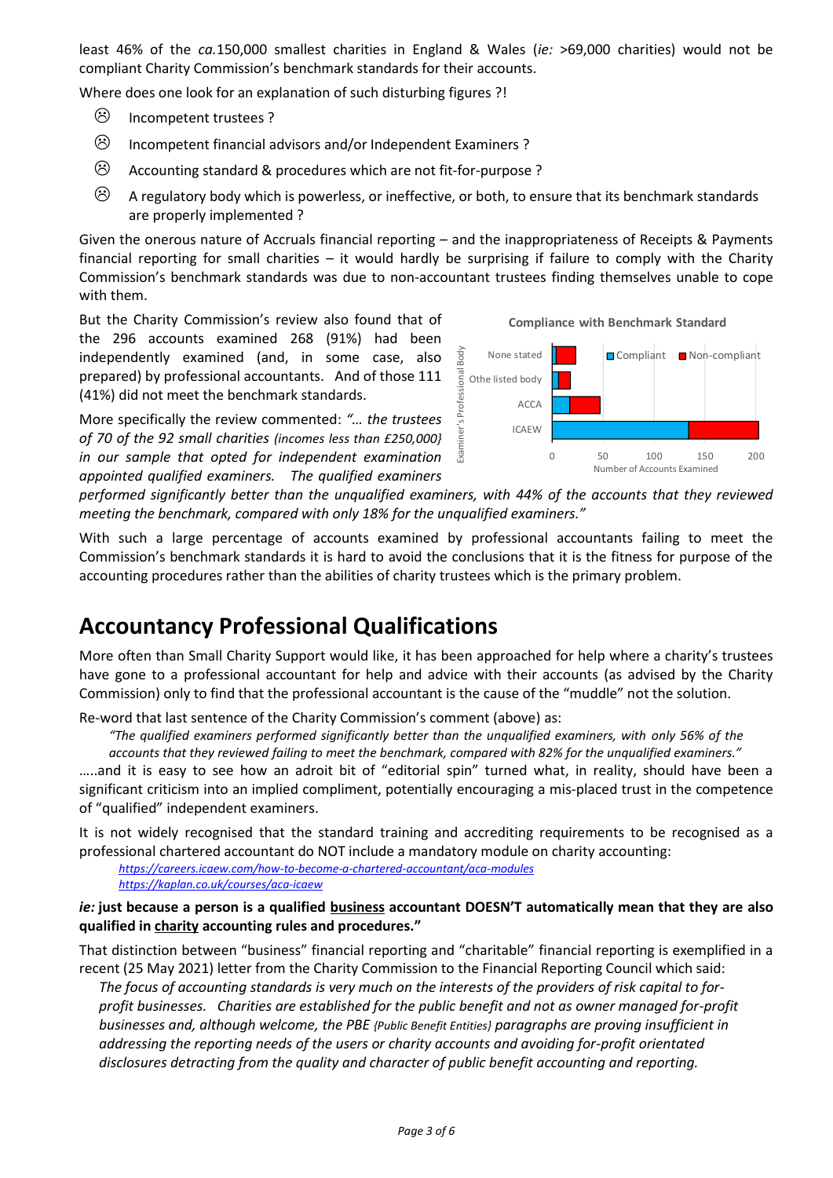least 46% of the *ca.*150,000 smallest charities in England & Wales (*ie:* >69,000 charities) would not be compliant Charity Commission's benchmark standards for their accounts.

Where does one look for an explanation of such disturbing figures ?!

- ☹ Incompetent trustees ?
- ☹ Incompetent financial advisors and/or Independent Examiners ?
- ☹ Accounting standard & procedures which are not fit-for-purpose ?
- ☹ A regulatory body which is powerless, or ineffective, or both, to ensure that its benchmark standards are properly implemented ?

Given the onerous nature of Accruals financial reporting – and the inappropriateness of Receipts & Payments financial reporting for small charities – it would hardly be surprising if failure to comply with the Charity Commission's benchmark standards was due to non-accountant trustees finding themselves unable to cope with them.

But the Charity Commission's review also found that of the 296 accounts examined 268 (91%) had been independently examined (and, in some case, also prepared) by professional accountants. And of those 111 (41%) did not meet the benchmark standards.

Compliance with Benchmark Standard

| Examiner's Professional Body | Compliant | Non-compliant |
|---|---|---|
| None stated | | |
| Othe listed body | | |
| ACCA | | |
| ICAEW | | |

Number of Accounts Examined (0–200)

More specifically the review commented: *"… the trustees of 70 of the 92 small charities (incomes less than £250,000} in our sample that opted for independent examination appointed qualified examiners. The qualified examiners performed significantly better than the unqualified examiners, with 44% of the accounts that they reviewed meeting the benchmark, compared with only 18% for the unqualified examiners."*

With such a large percentage of accounts examined by professional accountants failing to meet the Commission's benchmark standards it is hard to avoid the conclusions that it is the fitness for purpose of the accounting procedures rather than the abilities of charity trustees which is the primary problem.

## Accountancy Professional Qualifications

More often than Small Charity Support would like, it has been approached for help where a charity's trustees have gone to a professional accountant for help and advice with their accounts (as advised by the Charity Commission) only to find that the professional accountant is the cause of the "muddle" not the solution.

Re-word that last sentence of the Charity Commission's comment (above) as:

> *"The qualified examiners performed significantly better than the unqualified examiners, with only 56% of the accounts that they reviewed failing to meet the benchmark, compared with 82% for the unqualified examiners."*

…..and it is easy to see how an adroit bit of "editorial spin" turned what, in reality, should have been a significant criticism into an implied compliment, potentially encouraging a mis-placed trust in the competence of "qualified" independent examiners.

It is not widely recognised that the standard training and accrediting requirements to be recognised as a professional chartered accountant do NOT include a mandatory module on charity accounting:

*https://careers.icaew.com/how-to-become-a-chartered-accountant/aca-modules*
*https://kaplan.co.uk/courses/aca-icaew*

***ie:* just because a person is a qualified <u>business</u> accountant DOESN'T automatically mean that they are also qualified in <u>charity</u> accounting rules and procedures."**

That distinction between "business" financial reporting and "charitable" financial reporting is exemplified in a recent (25 May 2021) letter from the Charity Commission to the Financial Reporting Council which said:

> *The focus of accounting standards is very much on the interests of the providers of risk capital to for-profit businesses. Charities are established for the public benefit and not as owner managed for-profit businesses and, although welcome, the PBE {Public Benefit Entities} paragraphs are proving insufficient in addressing the reporting needs of the users or charity accounts and avoiding for-profit orientated disclosures detracting from the quality and character of public benefit accounting and reporting.*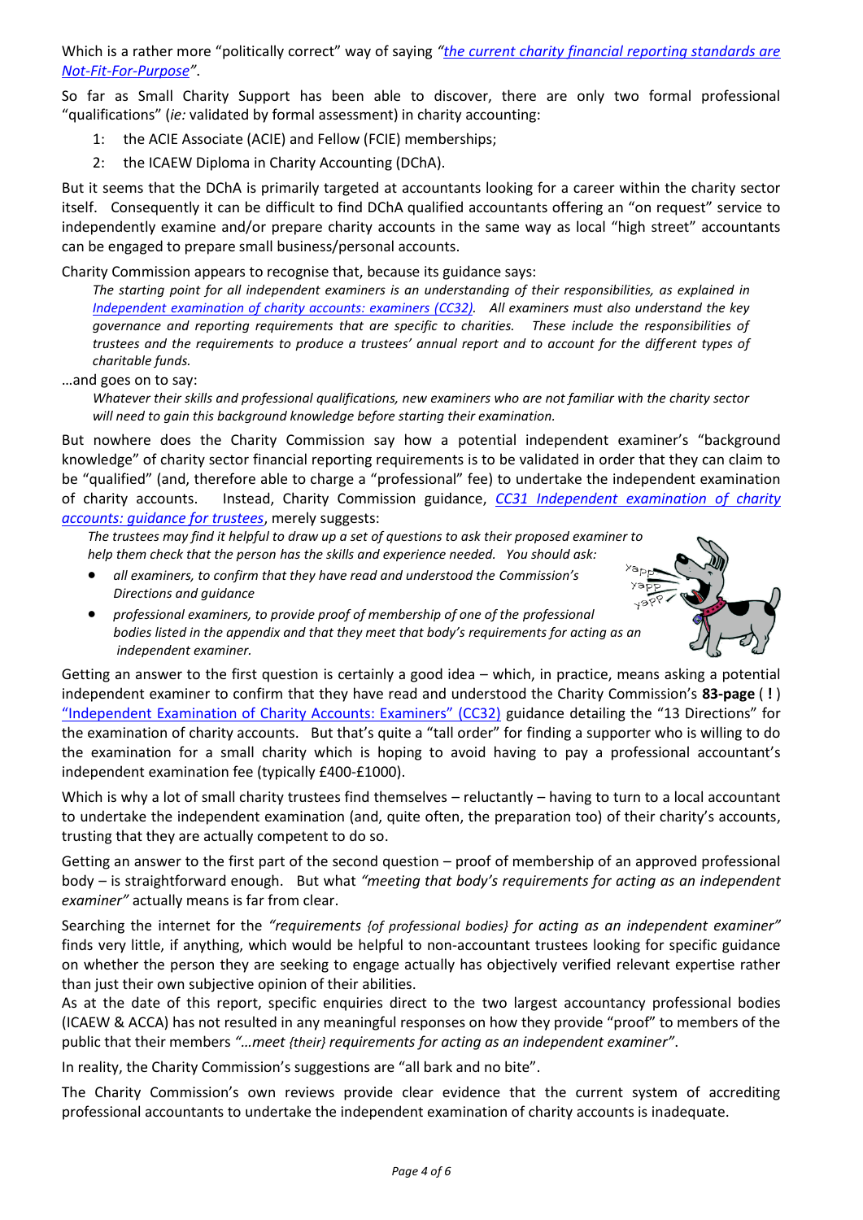Which is a rather more "politically correct" way of saying *"the current charity financial reporting standards are Not-Fit-For-Purpose"*.

So far as Small Charity Support has been able to discover, there are only two formal professional "qualifications" (*ie:* validated by formal assessment) in charity accounting:

1: the ACIE Associate (ACIE) and Fellow (FCIE) memberships;
2: the ICAEW Diploma in Charity Accounting (DChA).

But it seems that the DChA is primarily targeted at accountants looking for a career within the charity sector itself. Consequently it can be difficult to find DChA qualified accountants offering an "on request" service to independently examine and/or prepare charity accounts in the same way as local "high street" accountants can be engaged to prepare small business/personal accounts.

Charity Commission appears to recognise that, because its guidance says:

> *The starting point for all independent examiners is an understanding of their responsibilities, as explained in Independent examination of charity accounts: examiners (CC32). All examiners must also understand the key governance and reporting requirements that are specific to charities. These include the responsibilities of trustees and the requirements to produce a trustees' annual report and to account for the different types of charitable funds.*

…and goes on to say:

> *Whatever their skills and professional qualifications, new examiners who are not familiar with the charity sector will need to gain this background knowledge before starting their examination.*

But nowhere does the Charity Commission say how a potential independent examiner's "background knowledge" of charity sector financial reporting requirements is to be validated in order that they can claim to be "qualified" (and, therefore able to charge a "professional" fee) to undertake the independent examination of charity accounts. Instead, Charity Commission guidance, *CC31 Independent examination of charity accounts: guidance for trustees*, merely suggests:

> *The trustees may find it helpful to draw up a set of questions to ask their proposed examiner to help them check that the person has the skills and experience needed. You should ask:*
>
> - *all examiners, to confirm that they have read and understood the Commission's Directions and guidance*
> - *professional examiners, to provide proof of membership of one of the professional bodies listed in the appendix and that they meet that body's requirements for acting as an independent examiner.*

Getting an answer to the first question is certainly a good idea – which, in practice, means asking a potential independent examiner to confirm that they have read and understood the Charity Commission's **83-page** ( **!** ) "Independent Examination of Charity Accounts: Examiners" (CC32) guidance detailing the "13 Directions" for the examination of charity accounts. But that's quite a "tall order" for finding a supporter who is willing to do the examination for a small charity which is hoping to avoid having to pay a professional accountant's independent examination fee (typically £400-£1000).

Which is why a lot of small charity trustees find themselves – reluctantly – having to turn to a local accountant to undertake the independent examination (and, quite often, the preparation too) of their charity's accounts, trusting that they are actually competent to do so.

Getting an answer to the first part of the second question – proof of membership of an approved professional body – is straightforward enough. But what *"meeting that body's requirements for acting as an independent examiner"* actually means is far from clear.

Searching the internet for the *"requirements {of professional bodies} for acting as an independent examiner"* finds very little, if anything, which would be helpful to non-accountant trustees looking for specific guidance on whether the person they are seeking to engage actually has objectively verified relevant expertise rather than just their own subjective opinion of their abilities.

As at the date of this report, specific enquiries direct to the two largest accountancy professional bodies (ICAEW & ACCA) has not resulted in any meaningful responses on how they provide "proof" to members of the public that their members *"…meet {their} requirements for acting as an independent examiner"*.

In reality, the Charity Commission's suggestions are "all bark and no bite".

The Charity Commission's own reviews provide clear evidence that the current system of accrediting professional accountants to undertake the independent examination of charity accounts is inadequate.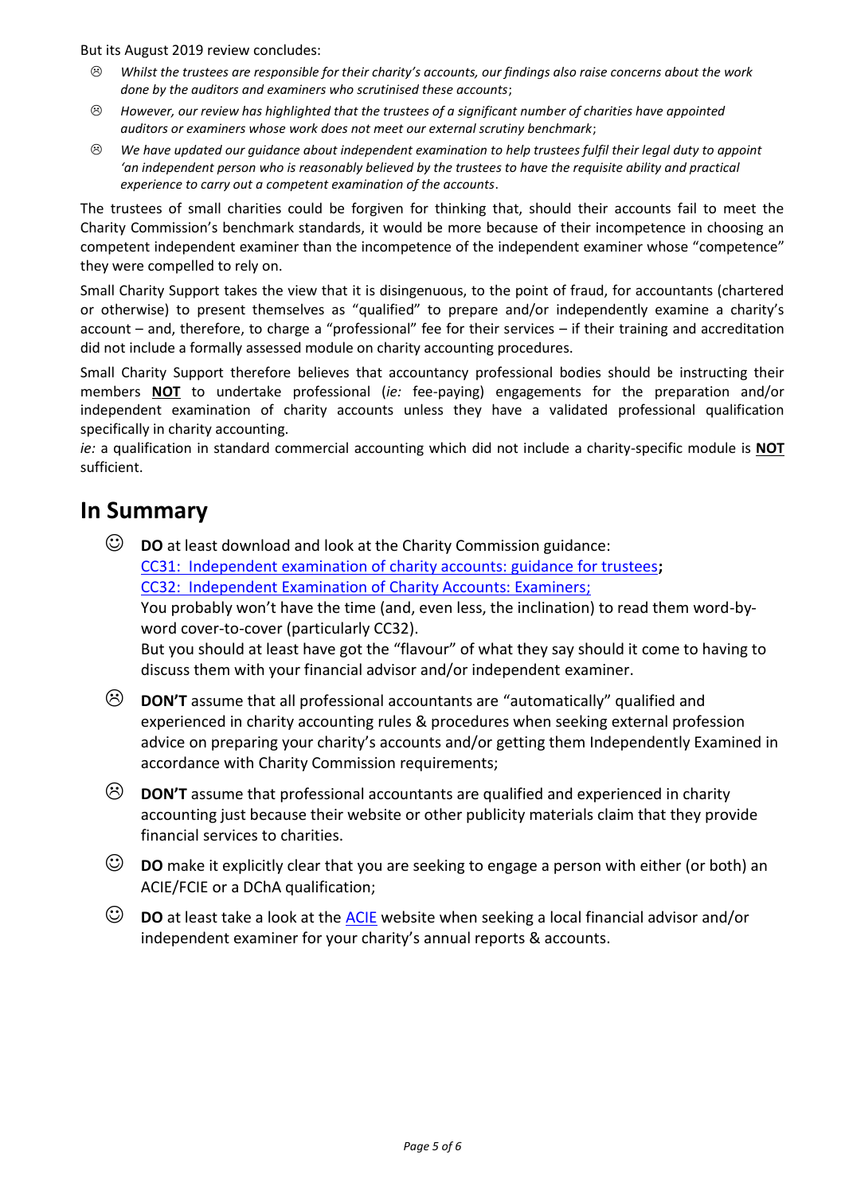But its August 2019 review concludes:

- ☹ *Whilst the trustees are responsible for their charity's accounts, our findings also raise concerns about the work done by the auditors and examiners who scrutinised these accounts*;
- ☹ *However, our review has highlighted that the trustees of a significant number of charities have appointed auditors or examiners whose work does not meet our external scrutiny benchmark*;
- ☹ *We have updated our guidance about independent examination to help trustees fulfil their legal duty to appoint 'an independent person who is reasonably believed by the trustees to have the requisite ability and practical experience to carry out a competent examination of the accounts*.

The trustees of small charities could be forgiven for thinking that, should their accounts fail to meet the Charity Commission's benchmark standards, it would be more because of their incompetence in choosing an competent independent examiner than the incompetence of the independent examiner whose "competence" they were compelled to rely on.

Small Charity Support takes the view that it is disingenuous, to the point of fraud, for accountants (chartered or otherwise) to present themselves as "qualified" to prepare and/or independently examine a charity's account – and, therefore, to charge a "professional" fee for their services – if their training and accreditation did not include a formally assessed module on charity accounting procedures.

Small Charity Support therefore believes that accountancy professional bodies should be instructing their members **NOT** to undertake professional (*ie:* fee-paying) engagements for the preparation and/or independent examination of charity accounts unless they have a validated professional qualification specifically in charity accounting.

*ie:* a qualification in standard commercial accounting which did not include a charity-specific module is **NOT** sufficient.

## In Summary

- ☺ **DO** at least download and look at the Charity Commission guidance:
  CC31: Independent examination of charity accounts: guidance for trustees**;**
  CC32: Independent Examination of Charity Accounts: Examiners;
  You probably won't have the time (and, even less, the inclination) to read them word-by-word cover-to-cover (particularly CC32).
  But you should at least have got the "flavour" of what they say should it come to having to discuss them with your financial advisor and/or independent examiner.
- ☹ **DON'T** assume that all professional accountants are "automatically" qualified and experienced in charity accounting rules & procedures when seeking external profession advice on preparing your charity's accounts and/or getting them Independently Examined in accordance with Charity Commission requirements;
- ☹ **DON'T** assume that professional accountants are qualified and experienced in charity accounting just because their website or other publicity materials claim that they provide financial services to charities.
- ☺ **DO** make it explicitly clear that you are seeking to engage a person with either (or both) an ACIE/FCIE or a DChA qualification;
- ☺ **DO** at least take a look at the ACIE website when seeking a local financial advisor and/or independent examiner for your charity's annual reports & accounts.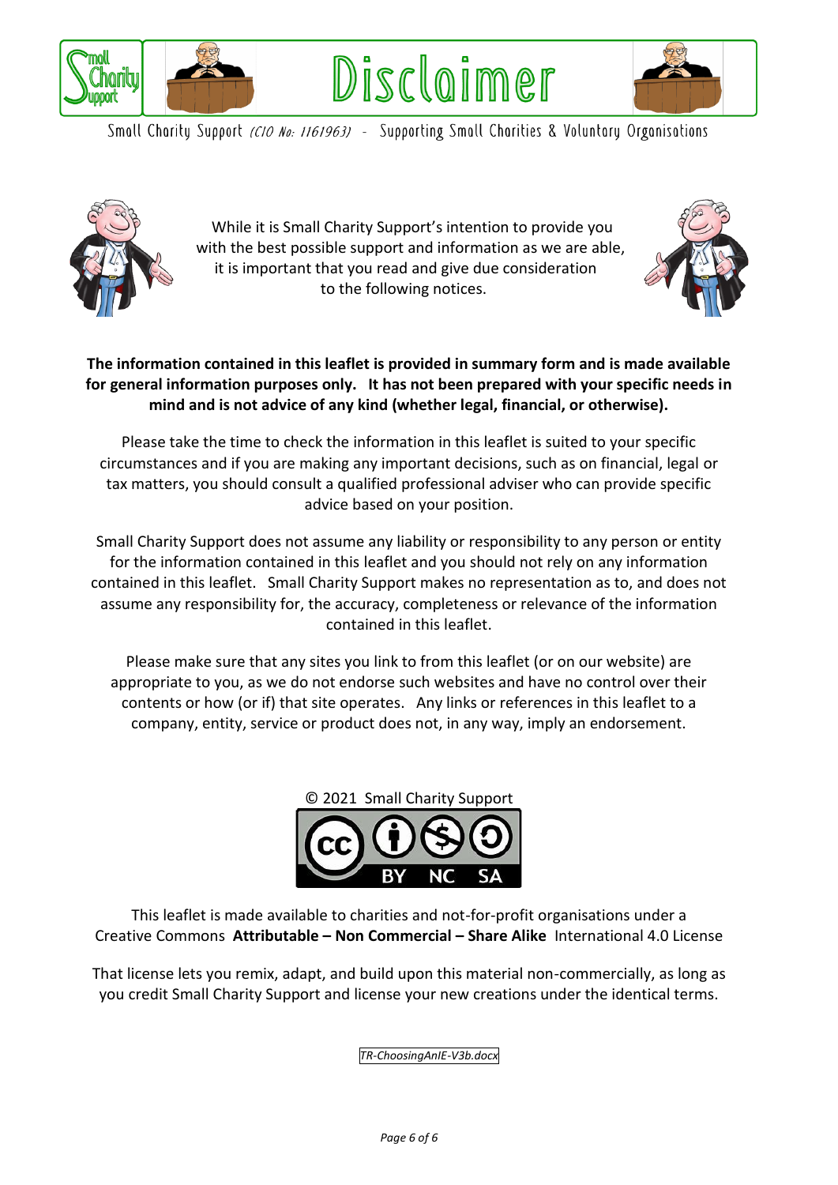# Disclaimer

Small Charity Support *(CIO No: 1161963)* - Supporting Small Charities & Voluntary Organisations

While it is Small Charity Support's intention to provide you with the best possible support and information as we are able, it is important that you read and give due consideration to the following notices.

**The information contained in this leaflet is provided in summary form and is made available for general information purposes only. It has not been prepared with your specific needs in mind and is not advice of any kind (whether legal, financial, or otherwise).**

Please take the time to check the information in this leaflet is suited to your specific circumstances and if you are making any important decisions, such as on financial, legal or tax matters, you should consult a qualified professional adviser who can provide specific advice based on your position.

Small Charity Support does not assume any liability or responsibility to any person or entity for the information contained in this leaflet and you should not rely on any information contained in this leaflet. Small Charity Support makes no representation as to, and does not assume any responsibility for, the accuracy, completeness or relevance of the information contained in this leaflet.

Please make sure that any sites you link to from this leaflet (or on our website) are appropriate to you, as we do not endorse such websites and have no control over their contents or how (or if) that site operates. Any links or references in this leaflet to a company, entity, service or product does not, in any way, imply an endorsement.

© 2021 Small Charity Support

CC BY NC SA

This leaflet is made available to charities and not-for-profit organisations under a Creative Commons **Attributable – Non Commercial – Share Alike** International 4.0 License

That license lets you remix, adapt, and build upon this material non-commercially, as long as you credit Small Charity Support and license your new creations under the identical terms.

*TR-ChoosingAnIE-V3b.docx*